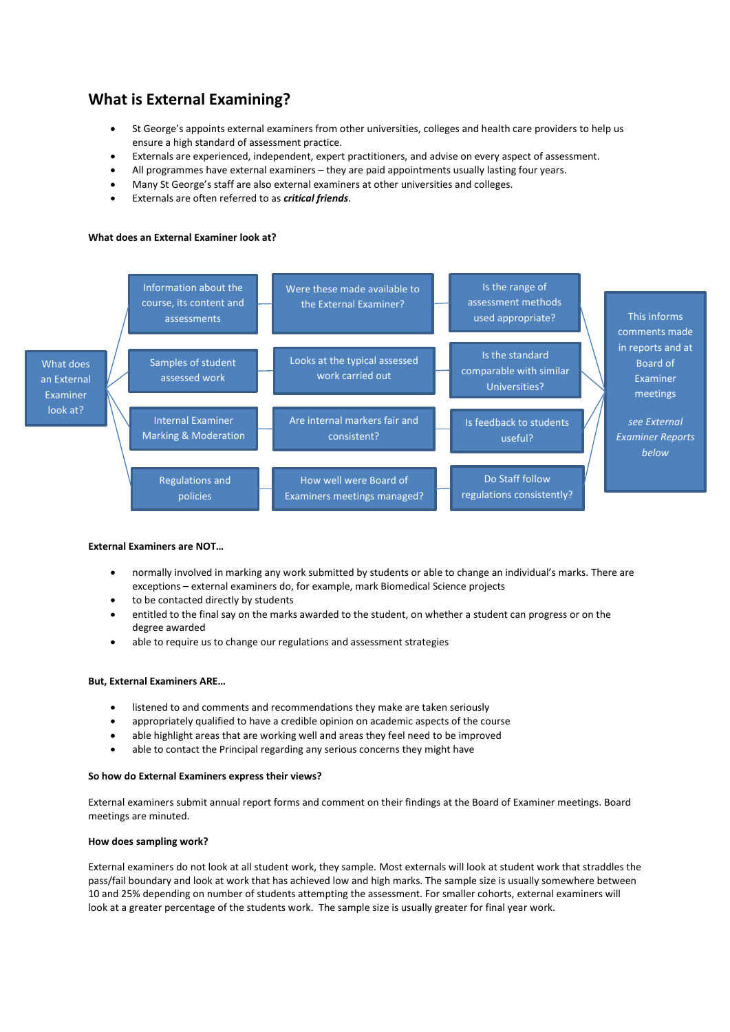# What is External Examining?

- St George's appoints external examiners from other universities, colleges and health care providers to help us ensure a high standard of assessment practice.
- Externals are experienced, independent, expert practitioners, and advise on every aspect of assessment.
- All programmes have external examiners – they are paid appointments usually lasting four years.
- Many St George's staff are also external examiners at other universities and colleges.
- Externals are often referred to as ***critical friends***.

**What does an External Examiner look at?**

What does an External Examiner look at?

- Information about the course, its content and assessments → Were these made available to the External Examiner? → Is the range of assessment methods used appropriate?
- Samples of student assessed work → Looks at the typical assessed work carried out → Is the standard comparable with similar Universities?
- Internal Examiner Marking & Moderation → Are internal markers fair and consistent? → Is feedback to students useful?
- Regulations and policies → How well were Board of Examiners meetings managed? → Do Staff follow regulations consistently?

This informs comments made in reports and at Board of Examiner meetings

*see External Examiner Reports below*

**External Examiners are NOT…**

- normally involved in marking any work submitted by students or able to change an individual's marks. There are exceptions – external examiners do, for example, mark Biomedical Science projects
- to be contacted directly by students
- entitled to the final say on the marks awarded to the student, on whether a student can progress or on the degree awarded
- able to require us to change our regulations and assessment strategies

**But, External Examiners ARE…**

- listened to and comments and recommendations they make are taken seriously
- appropriately qualified to have a credible opinion on academic aspects of the course
- able highlight areas that are working well and areas they feel need to be improved
- able to contact the Principal regarding any serious concerns they might have

**So how do External Examiners express their views?**

External examiners submit annual report forms and comment on their findings at the Board of Examiner meetings. Board meetings are minuted.

**How does sampling work?**

External examiners do not look at all student work, they sample. Most externals will look at student work that straddles the pass/fail boundary and look at work that has achieved low and high marks. The sample size is usually somewhere between 10 and 25% depending on number of students attempting the assessment. For smaller cohorts, external examiners will look at a greater percentage of the students work. The sample size is usually greater for final year work.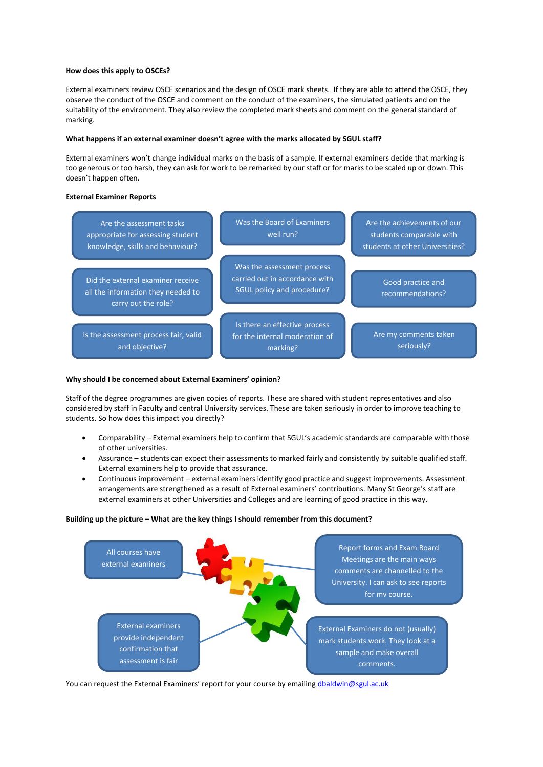**How does this apply to OSCEs?**

External examiners review OSCE scenarios and the design of OSCE mark sheets. If they are able to attend the OSCE, they observe the conduct of the OSCE and comment on the conduct of the examiners, the simulated patients and on the suitability of the environment. They also review the completed mark sheets and comment on the general standard of marking.

**What happens if an external examiner doesn't agree with the marks allocated by SGUL staff?**

External examiners won't change individual marks on the basis of a sample. If external examiners decide that marking is too generous or too harsh, they can ask for work to be remarked by our staff or for marks to be scaled up or down. This doesn't happen often.

**External Examiner Reports**

Are the assessment tasks appropriate for assessing student knowledge, skills and behaviour?

Was the Board of Examiners well run?

Are the achievements of our students comparable with students at other Universities?

Did the external examiner receive all the information they needed to carry out the role?

Was the assessment process carried out in accordance with SGUL policy and procedure?

Good practice and recommendations?

Is the assessment process fair, valid and objective?

Is there an effective process for the internal moderation of marking?

Are my comments taken seriously?

**Why should I be concerned about External Examiners' opinion?**

Staff of the degree programmes are given copies of reports. These are shared with student representatives and also considered by staff in Faculty and central University services. These are taken seriously in order to improve teaching to students. So how does this impact you directly?

- Comparability – External examiners help to confirm that SGUL's academic standards are comparable with those of other universities.
- Assurance – students can expect their assessments to marked fairly and consistently by suitable qualified staff. External examiners help to provide that assurance.
- Continuous improvement – external examiners identify good practice and suggest improvements. Assessment arrangements are strengthened as a result of External examiners' contributions. Many St George's staff are external examiners at other Universities and Colleges and are learning of good practice in this way.

**Building up the picture – What are the key things I should remember from this document?**

All courses have external examiners

Report forms and Exam Board Meetings are the main ways comments are channelled to the University. I can ask to see reports for my course.

External examiners provide independent confirmation that assessment is fair

External Examiners do not (usually) mark students work. They look at a sample and make overall comments.

You can request the External Examiners' report for your course by emailing dbaldwin@sgul.ac.uk